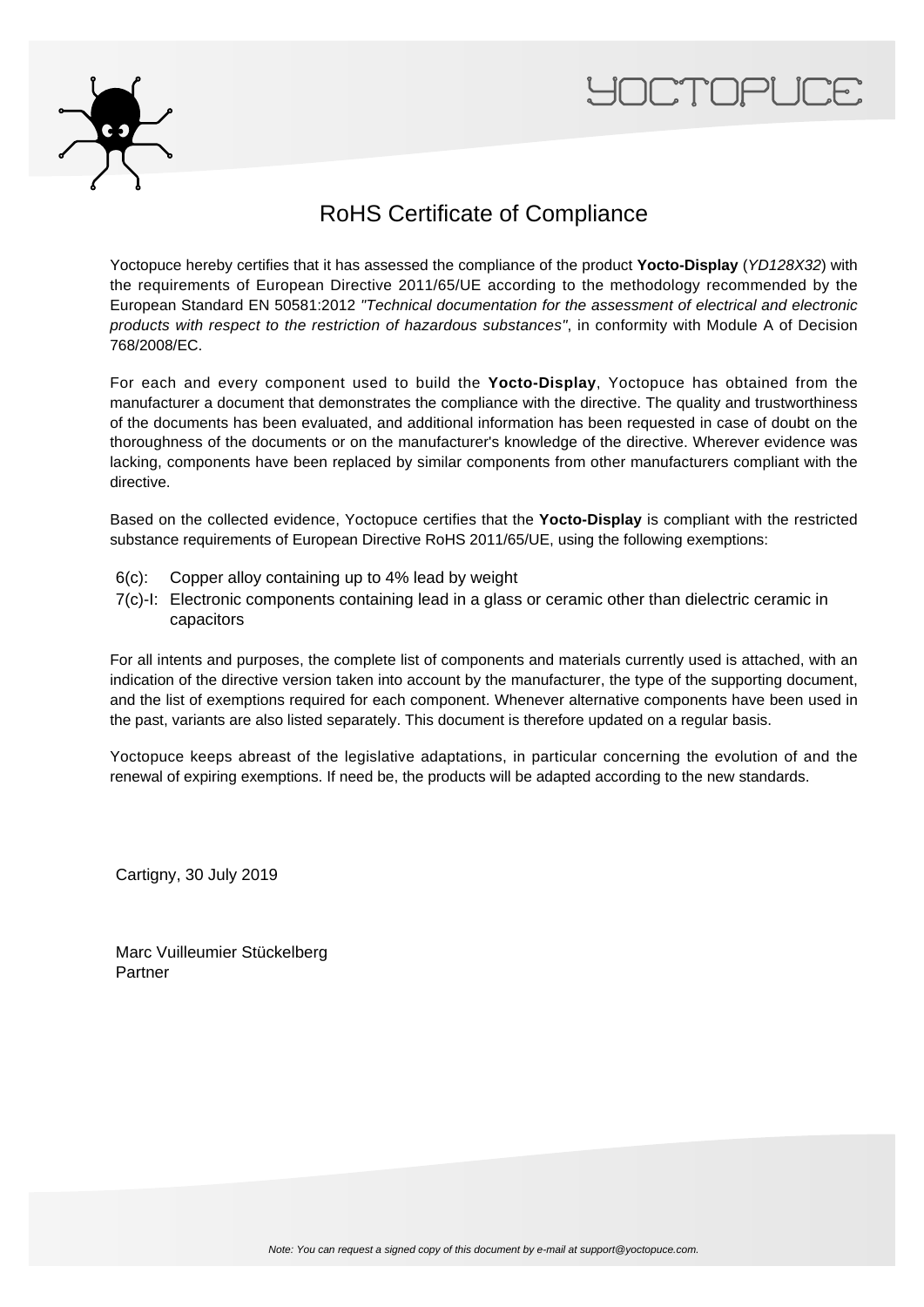YOCTOPUCE

# RoHS Certificate of Compliance

Yoctopuce hereby certifies that it has assessed the compliance of the product **Yocto-Display** (*YD128X32*) with the requirements of European Directive 2011/65/UE according to the methodology recommended by the European Standard EN 50581:2012 *"Technical documentation for the assessment of electrical and electronic products with respect to the restriction of hazardous substances"*, in conformity with Module A of Decision 768/2008/EC.

For each and every component used to build the **Yocto-Display**, Yoctopuce has obtained from the manufacturer a document that demonstrates the compliance with the directive. The quality and trustworthiness of the documents has been evaluated, and additional information has been requested in case of doubt on the thoroughness of the documents or on the manufacturer's knowledge of the directive. Wherever evidence was lacking, components have been replaced by similar components from other manufacturers compliant with the directive.

Based on the collected evidence, Yoctopuce certifies that the **Yocto-Display** is compliant with the restricted substance requirements of European Directive RoHS 2011/65/UE, using the following exemptions:

- 6(c): Copper alloy containing up to 4% lead by weight
- 7(c)-I: Electronic components containing lead in a glass or ceramic other than dielectric ceramic in capacitors

For all intents and purposes, the complete list of components and materials currently used is attached, with an indication of the directive version taken into account by the manufacturer, the type of the supporting document, and the list of exemptions required for each component. Whenever alternative components have been used in the past, variants are also listed separately. This document is therefore updated on a regular basis.

Yoctopuce keeps abreast of the legislative adaptations, in particular concerning the evolution of and the renewal of expiring exemptions. If need be, the products will be adapted according to the new standards.

Cartigny, 30 July 2019

Marc Vuilleumier Stückelberg
Partner

*Note: You can request a signed copy of this document by e-mail at support@yoctopuce.com.*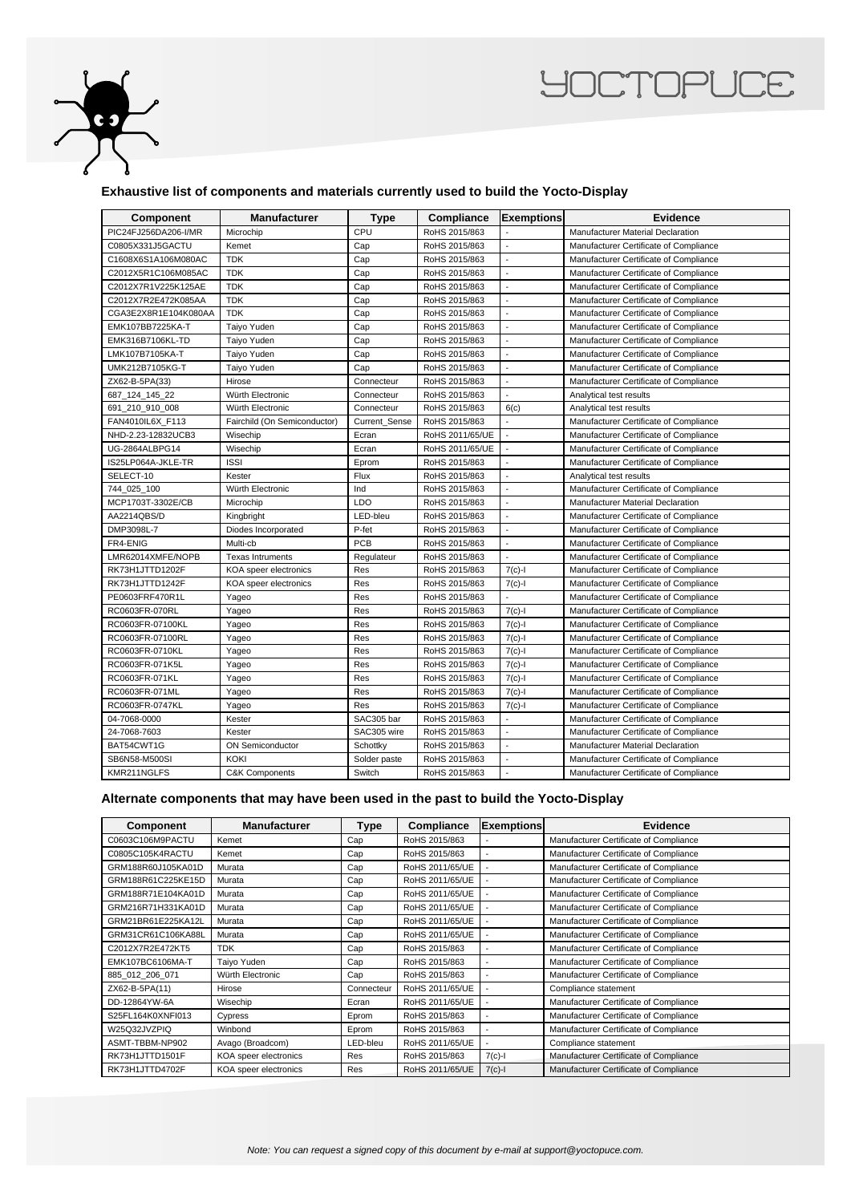### Exhaustive list of components and materials currently used to build the Yocto-Display

| Component | Manufacturer | Type | Compliance | Exemptions | Evidence |
|---|---|---|---|---|---|
| PIC24FJ256DA206-I/MR | Microchip | CPU | RoHS 2015/863 | - | Manufacturer Material Declaration |
| C0805X331J5GACTU | Kemet | Cap | RoHS 2015/863 | - | Manufacturer Certificate of Compliance |
| C1608X6S1A106M080AC | TDK | Cap | RoHS 2015/863 | - | Manufacturer Certificate of Compliance |
| C2012X5R1C106M085AC | TDK | Cap | RoHS 2015/863 | - | Manufacturer Certificate of Compliance |
| C2012X7R1V225K125AE | TDK | Cap | RoHS 2015/863 | - | Manufacturer Certificate of Compliance |
| C2012X7R2E472K085AA | TDK | Cap | RoHS 2015/863 | - | Manufacturer Certificate of Compliance |
| CGA3E2X8R1E104K080AA | TDK | Cap | RoHS 2015/863 | - | Manufacturer Certificate of Compliance |
| EMK107BB7225KA-T | Taiyo Yuden | Cap | RoHS 2015/863 | - | Manufacturer Certificate of Compliance |
| EMK316B7106KL-TD | Taiyo Yuden | Cap | RoHS 2015/863 | - | Manufacturer Certificate of Compliance |
| LMK107B7105KA-T | Taiyo Yuden | Cap | RoHS 2015/863 | - | Manufacturer Certificate of Compliance |
| UMK212B7105KG-T | Taiyo Yuden | Cap | RoHS 2015/863 | - | Manufacturer Certificate of Compliance |
| ZX62-B-5PA(33) | Hirose | Connecteur | RoHS 2015/863 | - | Manufacturer Certificate of Compliance |
| 687_124_145_22 | Würth Electronic | Connecteur | RoHS 2015/863 | - | Analytical test results |
| 691_210_910_008 | Würth Electronic | Connecteur | RoHS 2015/863 | 6(c) | Analytical test results |
| FAN4010IL6X_F113 | Fairchild (On Semiconductor) | Current_Sense | RoHS 2015/863 | - | Manufacturer Certificate of Compliance |
| NHD-2.23-12832UCB3 | Wisechip | Ecran | RoHS 2011/65/UE | - | Manufacturer Certificate of Compliance |
| UG-2864ALBPG14 | Wisechip | Ecran | RoHS 2011/65/UE | - | Manufacturer Certificate of Compliance |
| IS25LP064A-JKLE-TR | ISSI | Eprom | RoHS 2015/863 | - | Manufacturer Certificate of Compliance |
| SELECT-10 | Kester | Flux | RoHS 2015/863 | - | Analytical test results |
| 744_025_100 | Würth Electronic | Ind | RoHS 2015/863 | - | Manufacturer Certificate of Compliance |
| MCP1703T-3302E/CB | Microchip | LDO | RoHS 2015/863 | - | Manufacturer Material Declaration |
| AA2214QBS/D | Kingbright | LED-bleu | RoHS 2015/863 | - | Manufacturer Certificate of Compliance |
| DMP3098L-7 | Diodes Incorporated | P-fet | RoHS 2015/863 | - | Manufacturer Certificate of Compliance |
| FR4-ENIG | Multi-cb | PCB | RoHS 2015/863 | - | Manufacturer Certificate of Compliance |
| LMR62014XMFE/NOPB | Texas Intruments | Regulateur | RoHS 2015/863 | - | Manufacturer Certificate of Compliance |
| RK73H1JTTD1202F | KOA speer electronics | Res | RoHS 2015/863 | 7(c)-I | Manufacturer Certificate of Compliance |
| RK73H1JTTD1242F | KOA speer electronics | Res | RoHS 2015/863 | 7(c)-I | Manufacturer Certificate of Compliance |
| PE0603FRF470R1L | Yageo | Res | RoHS 2015/863 | - | Manufacturer Certificate of Compliance |
| RC0603FR-070RL | Yageo | Res | RoHS 2015/863 | 7(c)-I | Manufacturer Certificate of Compliance |
| RC0603FR-07100KL | Yageo | Res | RoHS 2015/863 | 7(c)-I | Manufacturer Certificate of Compliance |
| RC0603FR-07100RL | Yageo | Res | RoHS 2015/863 | 7(c)-I | Manufacturer Certificate of Compliance |
| RC0603FR-0710KL | Yageo | Res | RoHS 2015/863 | 7(c)-I | Manufacturer Certificate of Compliance |
| RC0603FR-071K5L | Yageo | Res | RoHS 2015/863 | 7(c)-I | Manufacturer Certificate of Compliance |
| RC0603FR-071KL | Yageo | Res | RoHS 2015/863 | 7(c)-I | Manufacturer Certificate of Compliance |
| RC0603FR-071ML | Yageo | Res | RoHS 2015/863 | 7(c)-I | Manufacturer Certificate of Compliance |
| RC0603FR-0747KL | Yageo | Res | RoHS 2015/863 | 7(c)-I | Manufacturer Certificate of Compliance |
| 04-7068-0000 | Kester | SAC305 bar | RoHS 2015/863 | - | Manufacturer Certificate of Compliance |
| 24-7068-7603 | Kester | SAC305 wire | RoHS 2015/863 | - | Manufacturer Certificate of Compliance |
| BAT54CWT1G | ON Semiconductor | Schottky | RoHS 2015/863 | - | Manufacturer Material Declaration |
| SB6N58-M500SI | KOKI | Solder paste | RoHS 2015/863 | - | Manufacturer Certificate of Compliance |
| KMR211NGLFS | C&K Components | Switch | RoHS 2015/863 | - | Manufacturer Certificate of Compliance |

### Alternate components that may have been used in the past to build the Yocto-Display

| Component | Manufacturer | Type | Compliance | Exemptions | Evidence |
|---|---|---|---|---|---|
| C0603C106M9PACTU | Kemet | Cap | RoHS 2015/863 | - | Manufacturer Certificate of Compliance |
| C0805C105K4RACTU | Kemet | Cap | RoHS 2015/863 | - | Manufacturer Certificate of Compliance |
| GRM188R60J105KA01D | Murata | Cap | RoHS 2011/65/UE | - | Manufacturer Certificate of Compliance |
| GRM188R61C225KE15D | Murata | Cap | RoHS 2011/65/UE | - | Manufacturer Certificate of Compliance |
| GRM188R71E104KA01D | Murata | Cap | RoHS 2011/65/UE | - | Manufacturer Certificate of Compliance |
| GRM216R71H331KA01D | Murata | Cap | RoHS 2011/65/UE | - | Manufacturer Certificate of Compliance |
| GRM21BR61E225KA12L | Murata | Cap | RoHS 2011/65/UE | - | Manufacturer Certificate of Compliance |
| GRM31CR61C106KA88L | Murata | Cap | RoHS 2011/65/UE | - | Manufacturer Certificate of Compliance |
| C2012X7R2E472KT5 | TDK | Cap | RoHS 2015/863 | - | Manufacturer Certificate of Compliance |
| EMK107BC6106MA-T | Taiyo Yuden | Cap | RoHS 2015/863 | - | Manufacturer Certificate of Compliance |
| 885_012_206_071 | Würth Electronic | Cap | RoHS 2015/863 | - | Manufacturer Certificate of Compliance |
| ZX62-B-5PA(11) | Hirose | Connecteur | RoHS 2011/65/UE | - | Compliance statement |
| DD-12864YW-6A | Wisechip | Ecran | RoHS 2011/65/UE | - | Manufacturer Certificate of Compliance |
| S25FL164K0XNFI013 | Cypress | Eprom | RoHS 2015/863 | - | Manufacturer Certificate of Compliance |
| W25Q32JVZPIQ | Winbond | Eprom | RoHS 2015/863 | - | Manufacturer Certificate of Compliance |
| ASMT-TBBM-NP902 | Avago (Broadcom) | LED-bleu | RoHS 2011/65/UE | - | Compliance statement |
| RK73H1JTTD1501F | KOA speer electronics | Res | RoHS 2015/863 | 7(c)-I | Manufacturer Certificate of Compliance |
| RK73H1JTTD4702F | KOA speer electronics | Res | RoHS 2011/65/UE | 7(c)-I | Manufacturer Certificate of Compliance |

*Note: You can request a signed copy of this document by e-mail at support@yoctopuce.com.*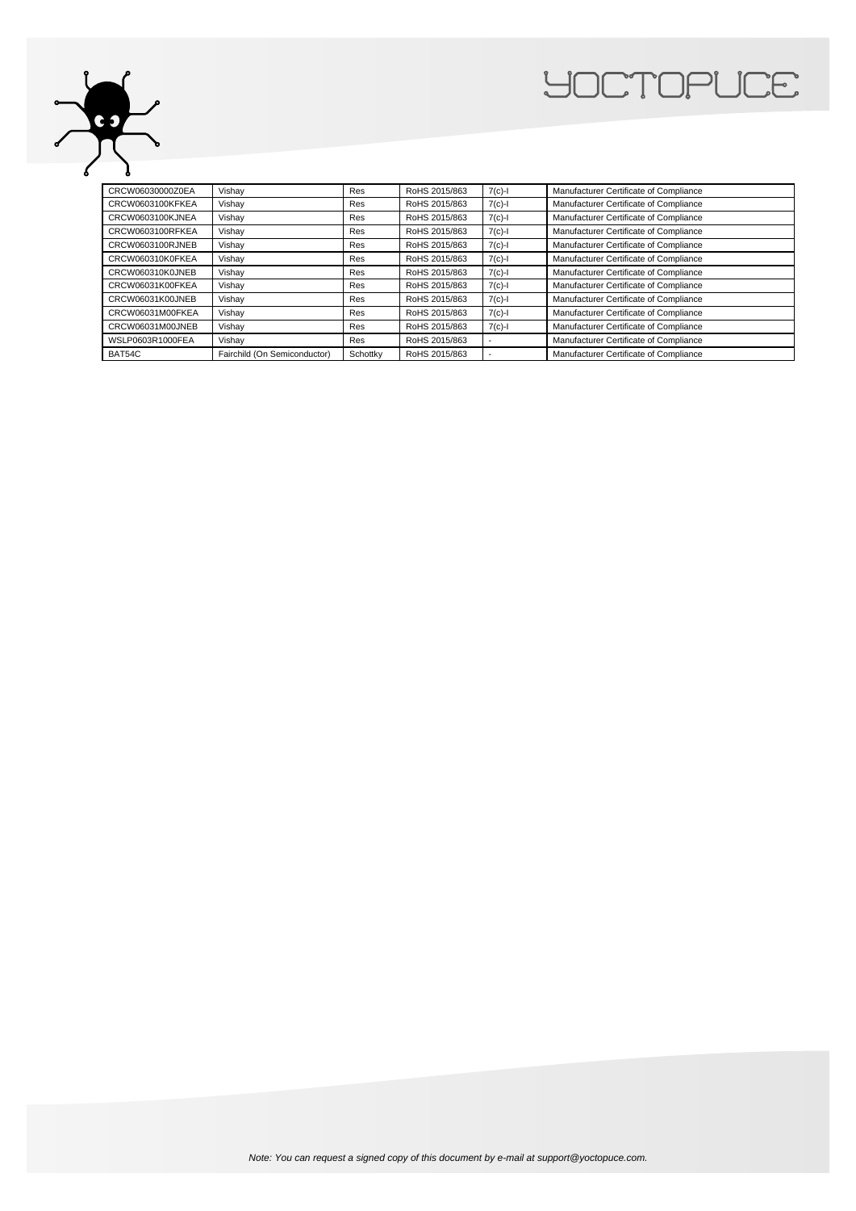| | | | | | |
|---|---|---|---|---|---|
| CRCW06030000Z0EA | Vishay | Res | RoHS 2015/863 | 7(c)-I | Manufacturer Certificate of Compliance |
| CRCW0603100KFKEA | Vishay | Res | RoHS 2015/863 | 7(c)-I | Manufacturer Certificate of Compliance |
| CRCW0603100KJNEA | Vishay | Res | RoHS 2015/863 | 7(c)-I | Manufacturer Certificate of Compliance |
| CRCW0603100RFKEA | Vishay | Res | RoHS 2015/863 | 7(c)-I | Manufacturer Certificate of Compliance |
| CRCW0603100RJNEB | Vishay | Res | RoHS 2015/863 | 7(c)-I | Manufacturer Certificate of Compliance |
| CRCW060310K0FKEA | Vishay | Res | RoHS 2015/863 | 7(c)-I | Manufacturer Certificate of Compliance |
| CRCW060310K0JNEB | Vishay | Res | RoHS 2015/863 | 7(c)-I | Manufacturer Certificate of Compliance |
| CRCW06031K00FKEA | Vishay | Res | RoHS 2015/863 | 7(c)-I | Manufacturer Certificate of Compliance |
| CRCW06031K00JNEB | Vishay | Res | RoHS 2015/863 | 7(c)-I | Manufacturer Certificate of Compliance |
| CRCW06031M00FKEA | Vishay | Res | RoHS 2015/863 | 7(c)-I | Manufacturer Certificate of Compliance |
| CRCW06031M00JNEB | Vishay | Res | RoHS 2015/863 | 7(c)-I | Manufacturer Certificate of Compliance |
| WSLP0603R1000FEA | Vishay | Res | RoHS 2015/863 | - | Manufacturer Certificate of Compliance |
| BAT54C | Fairchild (On Semiconductor) | Schottky | RoHS 2015/863 | - | Manufacturer Certificate of Compliance |

*Note: You can request a signed copy of this document by e-mail at support@yoctopuce.com.*